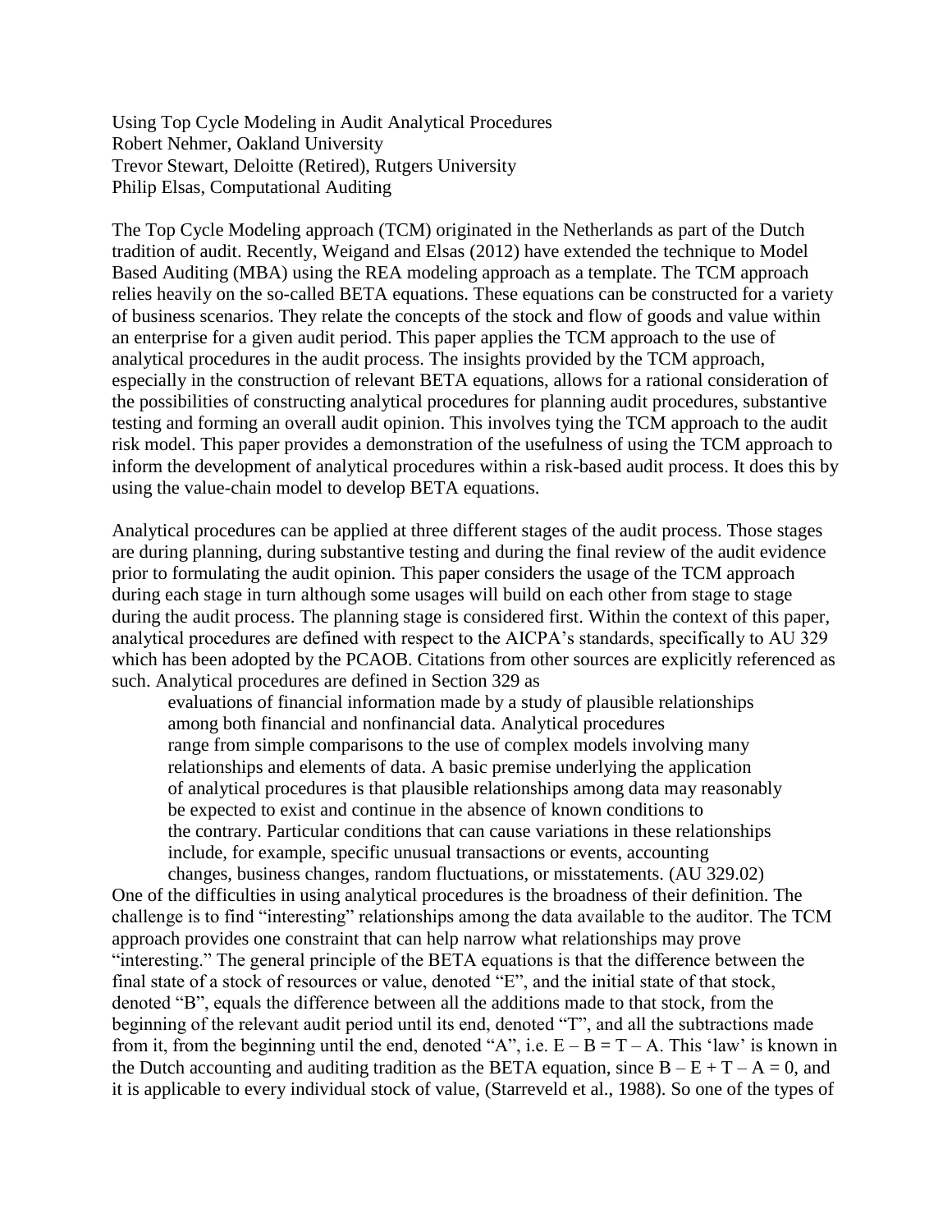Using Top Cycle Modeling in Audit Analytical Procedures
Robert Nehmer, Oakland University
Trevor Stewart, Deloitte (Retired), Rutgers University
Philip Elsas, Computational Auditing

The Top Cycle Modeling approach (TCM) originated in the Netherlands as part of the Dutch tradition of audit. Recently, Weigand and Elsas (2012) have extended the technique to Model Based Auditing (MBA) using the REA modeling approach as a template. The TCM approach relies heavily on the so-called BETA equations. These equations can be constructed for a variety of business scenarios. They relate the concepts of the stock and flow of goods and value within an enterprise for a given audit period. This paper applies the TCM approach to the use of analytical procedures in the audit process. The insights provided by the TCM approach, especially in the construction of relevant BETA equations, allows for a rational consideration of the possibilities of constructing analytical procedures for planning audit procedures, substantive testing and forming an overall audit opinion. This involves tying the TCM approach to the audit risk model. This paper provides a demonstration of the usefulness of using the TCM approach to inform the development of analytical procedures within a risk-based audit process. It does this by using the value-chain model to develop BETA equations.

Analytical procedures can be applied at three different stages of the audit process. Those stages are during planning, during substantive testing and during the final review of the audit evidence prior to formulating the audit opinion. This paper considers the usage of the TCM approach during each stage in turn although some usages will build on each other from stage to stage during the audit process. The planning stage is considered first. Within the context of this paper, analytical procedures are defined with respect to the AICPA's standards, specifically to AU 329 which has been adopted by the PCAOB. Citations from other sources are explicitly referenced as such. Analytical procedures are defined in Section 329 as

> evaluations of financial information made by a study of plausible relationships among both financial and nonfinancial data. Analytical procedures range from simple comparisons to the use of complex models involving many relationships and elements of data. A basic premise underlying the application of analytical procedures is that plausible relationships among data may reasonably be expected to exist and continue in the absence of known conditions to the contrary. Particular conditions that can cause variations in these relationships include, for example, specific unusual transactions or events, accounting changes, business changes, random fluctuations, or misstatements. (AU 329.02)

One of the difficulties in using analytical procedures is the broadness of their definition. The challenge is to find "interesting" relationships among the data available to the auditor. The TCM approach provides one constraint that can help narrow what relationships may prove "interesting." The general principle of the BETA equations is that the difference between the final state of a stock of resources or value, denoted "E", and the initial state of that stock, denoted "B", equals the difference between all the additions made to that stock, from the beginning of the relevant audit period until its end, denoted "T", and all the subtractions made from it, from the beginning until the end, denoted "A", i.e. $E - B = T - A$. This 'law' is known in the Dutch accounting and auditing tradition as the BETA equation, since $B - E + T - A = 0$, and it is applicable to every individual stock of value, (Starreveld et al., 1988). So one of the types of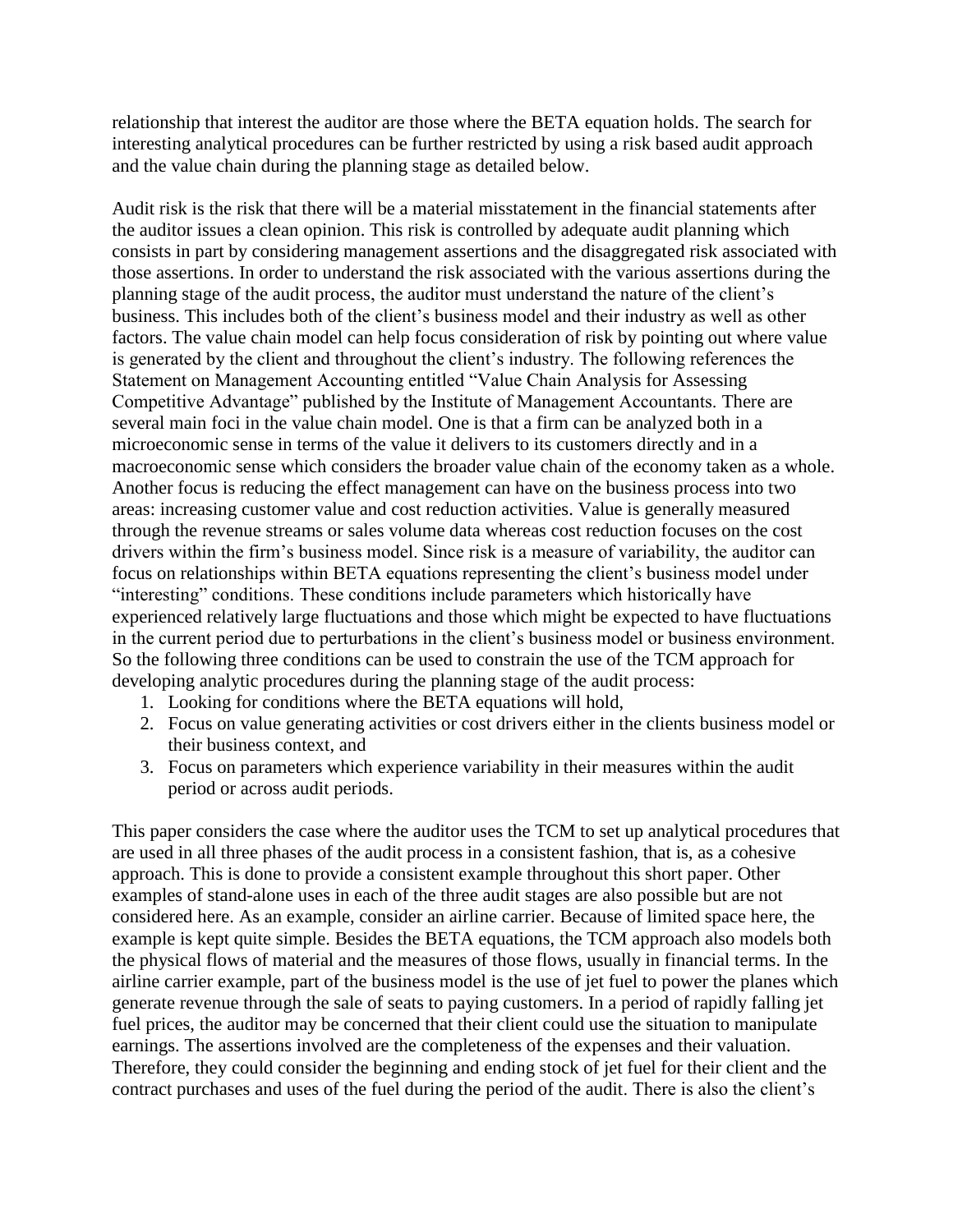relationship that interest the auditor are those where the BETA equation holds. The search for interesting analytical procedures can be further restricted by using a risk based audit approach and the value chain during the planning stage as detailed below.

Audit risk is the risk that there will be a material misstatement in the financial statements after the auditor issues a clean opinion. This risk is controlled by adequate audit planning which consists in part by considering management assertions and the disaggregated risk associated with those assertions. In order to understand the risk associated with the various assertions during the planning stage of the audit process, the auditor must understand the nature of the client's business. This includes both of the client's business model and their industry as well as other factors. The value chain model can help focus consideration of risk by pointing out where value is generated by the client and throughout the client's industry. The following references the Statement on Management Accounting entitled "Value Chain Analysis for Assessing Competitive Advantage" published by the Institute of Management Accountants. There are several main foci in the value chain model. One is that a firm can be analyzed both in a microeconomic sense in terms of the value it delivers to its customers directly and in a macroeconomic sense which considers the broader value chain of the economy taken as a whole. Another focus is reducing the effect management can have on the business process into two areas: increasing customer value and cost reduction activities. Value is generally measured through the revenue streams or sales volume data whereas cost reduction focuses on the cost drivers within the firm's business model. Since risk is a measure of variability, the auditor can focus on relationships within BETA equations representing the client's business model under "interesting" conditions. These conditions include parameters which historically have experienced relatively large fluctuations and those which might be expected to have fluctuations in the current period due to perturbations in the client's business model or business environment. So the following three conditions can be used to constrain the use of the TCM approach for developing analytic procedures during the planning stage of the audit process:

1. Looking for conditions where the BETA equations will hold,
2. Focus on value generating activities or cost drivers either in the clients business model or their business context, and
3. Focus on parameters which experience variability in their measures within the audit period or across audit periods.

This paper considers the case where the auditor uses the TCM to set up analytical procedures that are used in all three phases of the audit process in a consistent fashion, that is, as a cohesive approach. This is done to provide a consistent example throughout this short paper. Other examples of stand-alone uses in each of the three audit stages are also possible but are not considered here. As an example, consider an airline carrier. Because of limited space here, the example is kept quite simple. Besides the BETA equations, the TCM approach also models both the physical flows of material and the measures of those flows, usually in financial terms. In the airline carrier example, part of the business model is the use of jet fuel to power the planes which generate revenue through the sale of seats to paying customers. In a period of rapidly falling jet fuel prices, the auditor may be concerned that their client could use the situation to manipulate earnings. The assertions involved are the completeness of the expenses and their valuation. Therefore, they could consider the beginning and ending stock of jet fuel for their client and the contract purchases and uses of the fuel during the period of the audit. There is also the client's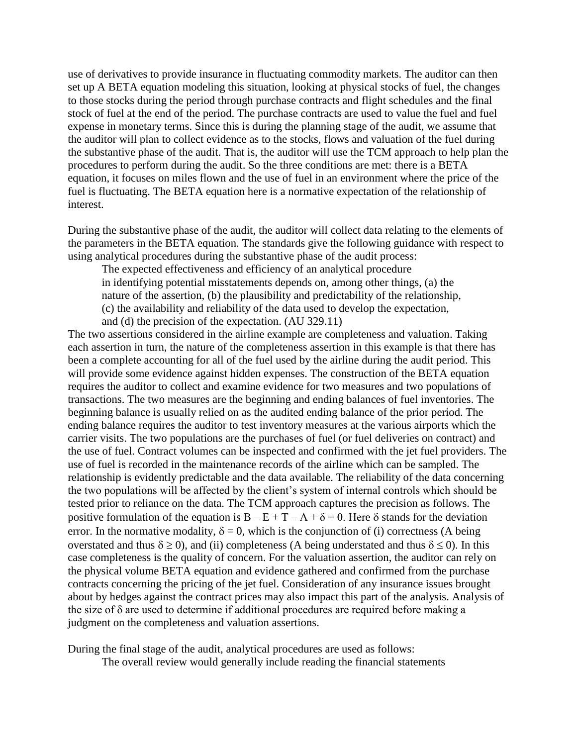use of derivatives to provide insurance in fluctuating commodity markets. The auditor can then set up A BETA equation modeling this situation, looking at physical stocks of fuel, the changes to those stocks during the period through purchase contracts and flight schedules and the final stock of fuel at the end of the period. The purchase contracts are used to value the fuel and fuel expense in monetary terms. Since this is during the planning stage of the audit, we assume that the auditor will plan to collect evidence as to the stocks, flows and valuation of the fuel during the substantive phase of the audit. That is, the auditor will use the TCM approach to help plan the procedures to perform during the audit. So the three conditions are met: there is a BETA equation, it focuses on miles flown and the use of fuel in an environment where the price of the fuel is fluctuating. The BETA equation here is a normative expectation of the relationship of interest.

During the substantive phase of the audit, the auditor will collect data relating to the elements of the parameters in the BETA equation. The standards give the following guidance with respect to using analytical procedures during the substantive phase of the audit process:

> The expected effectiveness and efficiency of an analytical procedure in identifying potential misstatements depends on, among other things, (a) the nature of the assertion, (b) the plausibility and predictability of the relationship, (c) the availability and reliability of the data used to develop the expectation, and (d) the precision of the expectation. (AU 329.11)

The two assertions considered in the airline example are completeness and valuation. Taking each assertion in turn, the nature of the completeness assertion in this example is that there has been a complete accounting for all of the fuel used by the airline during the audit period. This will provide some evidence against hidden expenses. The construction of the BETA equation requires the auditor to collect and examine evidence for two measures and two populations of transactions. The two measures are the beginning and ending balances of fuel inventories. The beginning balance is usually relied on as the audited ending balance of the prior period. The ending balance requires the auditor to test inventory measures at the various airports which the carrier visits. The two populations are the purchases of fuel (or fuel deliveries on contract) and the use of fuel. Contract volumes can be inspected and confirmed with the jet fuel providers. The use of fuel is recorded in the maintenance records of the airline which can be sampled. The relationship is evidently predictable and the data available. The reliability of the data concerning the two populations will be affected by the client's system of internal controls which should be tested prior to reliance on the data. The TCM approach captures the precision as follows. The positive formulation of the equation is $B - E + T - A + \delta = 0$. Here $\delta$ stands for the deviation error. In the normative modality, $\delta = 0$, which is the conjunction of (i) correctness (A being overstated and thus $\delta \geq 0$), and (ii) completeness (A being understated and thus $\delta \leq 0$). In this case completeness is the quality of concern. For the valuation assertion, the auditor can rely on the physical volume BETA equation and evidence gathered and confirmed from the purchase contracts concerning the pricing of the jet fuel. Consideration of any insurance issues brought about by hedges against the contract prices may also impact this part of the analysis. Analysis of the size of $\delta$ are used to determine if additional procedures are required before making a judgment on the completeness and valuation assertions.

During the final stage of the audit, analytical procedures are used as follows:

> The overall review would generally include reading the financial statements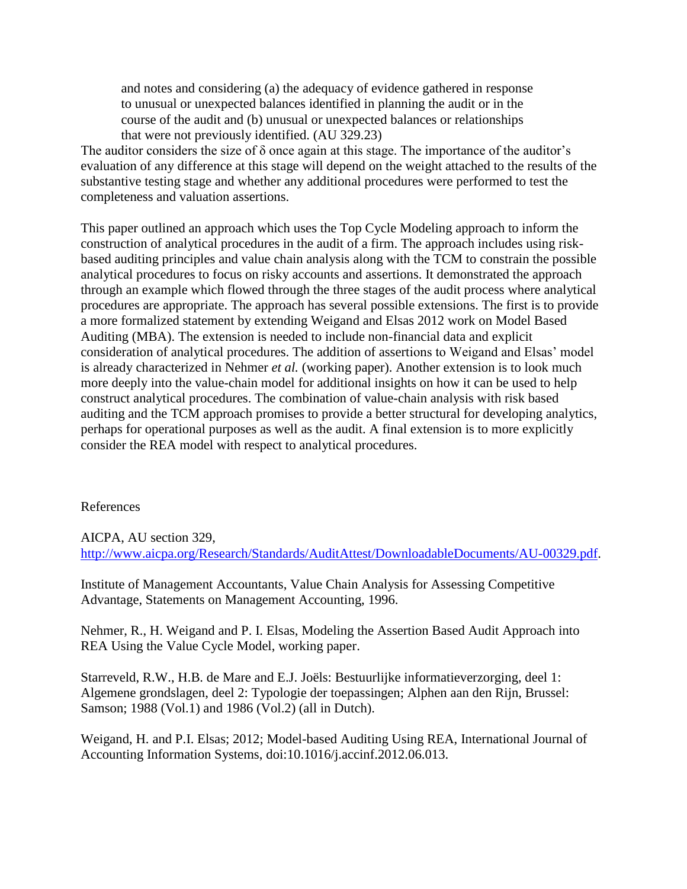> and notes and considering (a) the adequacy of evidence gathered in response to unusual or unexpected balances identified in planning the audit or in the course of the audit and (b) unusual or unexpected balances or relationships that were not previously identified. (AU 329.23)

The auditor considers the size of $\delta$ once again at this stage. The importance of the auditor's evaluation of any difference at this stage will depend on the weight attached to the results of the substantive testing stage and whether any additional procedures were performed to test the completeness and valuation assertions.

This paper outlined an approach which uses the Top Cycle Modeling approach to inform the construction of analytical procedures in the audit of a firm. The approach includes using risk-based auditing principles and value chain analysis along with the TCM to constrain the possible analytical procedures to focus on risky accounts and assertions. It demonstrated the approach through an example which flowed through the three stages of the audit process where analytical procedures are appropriate. The approach has several possible extensions. The first is to provide a more formalized statement by extending Weigand and Elsas 2012 work on Model Based Auditing (MBA). The extension is needed to include non-financial data and explicit consideration of analytical procedures. The addition of assertions to Weigand and Elsas' model is already characterized in Nehmer *et al.* (working paper). Another extension is to look much more deeply into the value-chain model for additional insights on how it can be used to help construct analytical procedures. The combination of value-chain analysis with risk based auditing and the TCM approach promises to provide a better structural for developing analytics, perhaps for operational purposes as well as the audit. A final extension is to more explicitly consider the REA model with respect to analytical procedures.

## References

AICPA, AU section 329, http://www.aicpa.org/Research/Standards/AuditAttest/DownloadableDocuments/AU-00329.pdf.

Institute of Management Accountants, Value Chain Analysis for Assessing Competitive Advantage, Statements on Management Accounting, 1996.

Nehmer, R., H. Weigand and P. I. Elsas, Modeling the Assertion Based Audit Approach into REA Using the Value Cycle Model, working paper.

Starreveld, R.W., H.B. de Mare and E.J. Joëls: Bestuurlijke informatieverzorging, deel 1: Algemene grondslagen, deel 2: Typologie der toepassingen; Alphen aan den Rijn, Brussel: Samson; 1988 (Vol.1) and 1986 (Vol.2) (all in Dutch).

Weigand, H. and P.I. Elsas; 2012; Model-based Auditing Using REA, International Journal of Accounting Information Systems, doi:10.1016/j.accinf.2012.06.013.